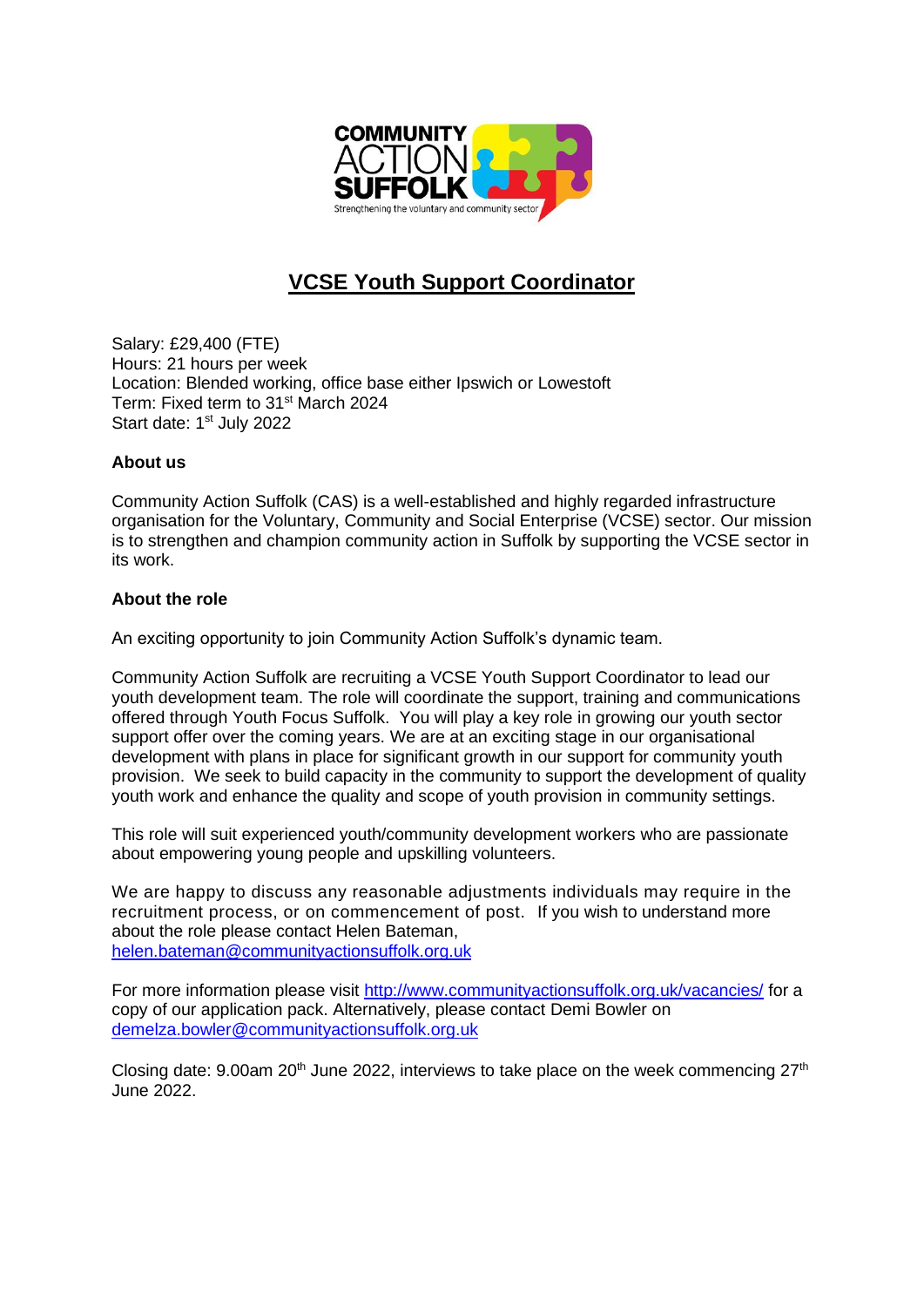# VCSE Youth Support Coordinator

Salary: £29,400 (FTE)
Hours: 21 hours per week
Location: Blended working, office base either Ipswich or Lowestoft
Term: Fixed term to 31st March 2024
Start date: 1st July 2022

**About us**

Community Action Suffolk (CAS) is a well-established and highly regarded infrastructure organisation for the Voluntary, Community and Social Enterprise (VCSE) sector. Our mission is to strengthen and champion community action in Suffolk by supporting the VCSE sector in its work.

**About the role**

An exciting opportunity to join Community Action Suffolk's dynamic team.

Community Action Suffolk are recruiting a VCSE Youth Support Coordinator to lead our youth development team. The role will coordinate the support, training and communications offered through Youth Focus Suffolk. You will play a key role in growing our youth sector support offer over the coming years. We are at an exciting stage in our organisational development with plans in place for significant growth in our support for community youth provision. We seek to build capacity in the community to support the development of quality youth work and enhance the quality and scope of youth provision in community settings.

This role will suit experienced youth/community development workers who are passionate about empowering young people and upskilling volunteers.

We are happy to discuss any reasonable adjustments individuals may require in the recruitment process, or on commencement of post. If you wish to understand more about the role please contact Helen Bateman, helen.bateman@communityactionsuffolk.org.uk

For more information please visit http://www.communityactionsuffolk.org.uk/vacancies/ for a copy of our application pack. Alternatively, please contact Demi Bowler on demelza.bowler@communityactionsuffolk.org.uk

Closing date: 9.00am 20th June 2022, interviews to take place on the week commencing 27th June 2022.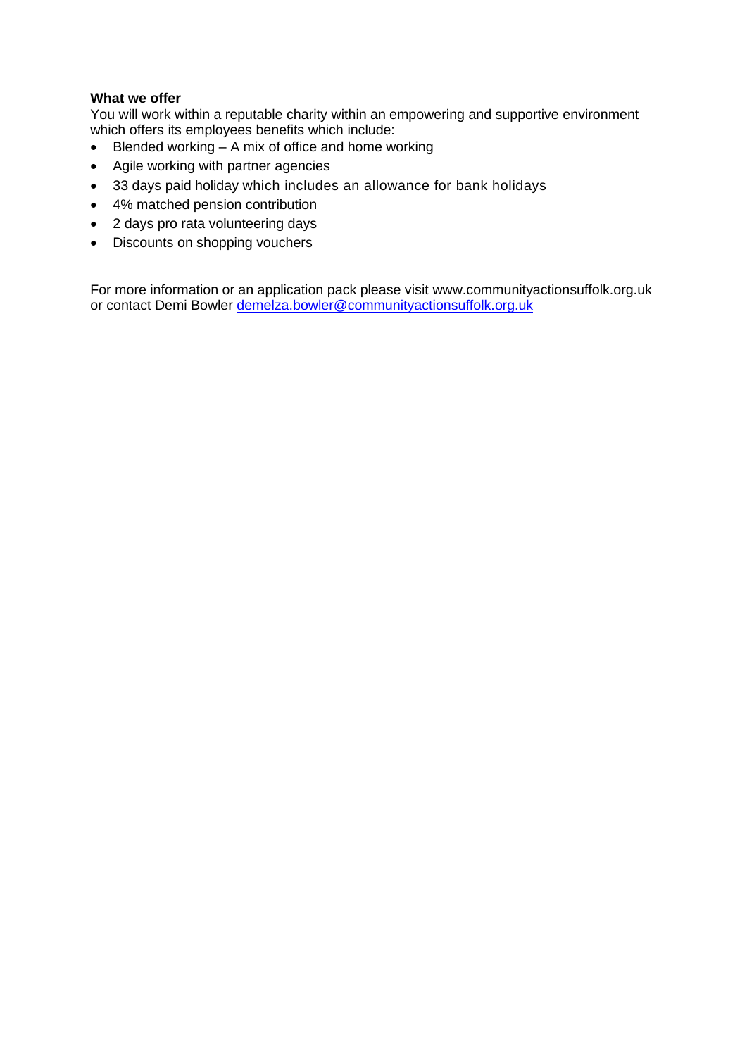**What we offer**

You will work within a reputable charity within an empowering and supportive environment which offers its employees benefits which include:

- Blended working – A mix of office and home working
- Agile working with partner agencies
- 33 days paid holiday which includes an allowance for bank holidays
- 4% matched pension contribution
- 2 days pro rata volunteering days
- Discounts on shopping vouchers

For more information or an application pack please visit www.communityactionsuffolk.org.uk or contact Demi Bowler demelza.bowler@communityactionsuffolk.org.uk